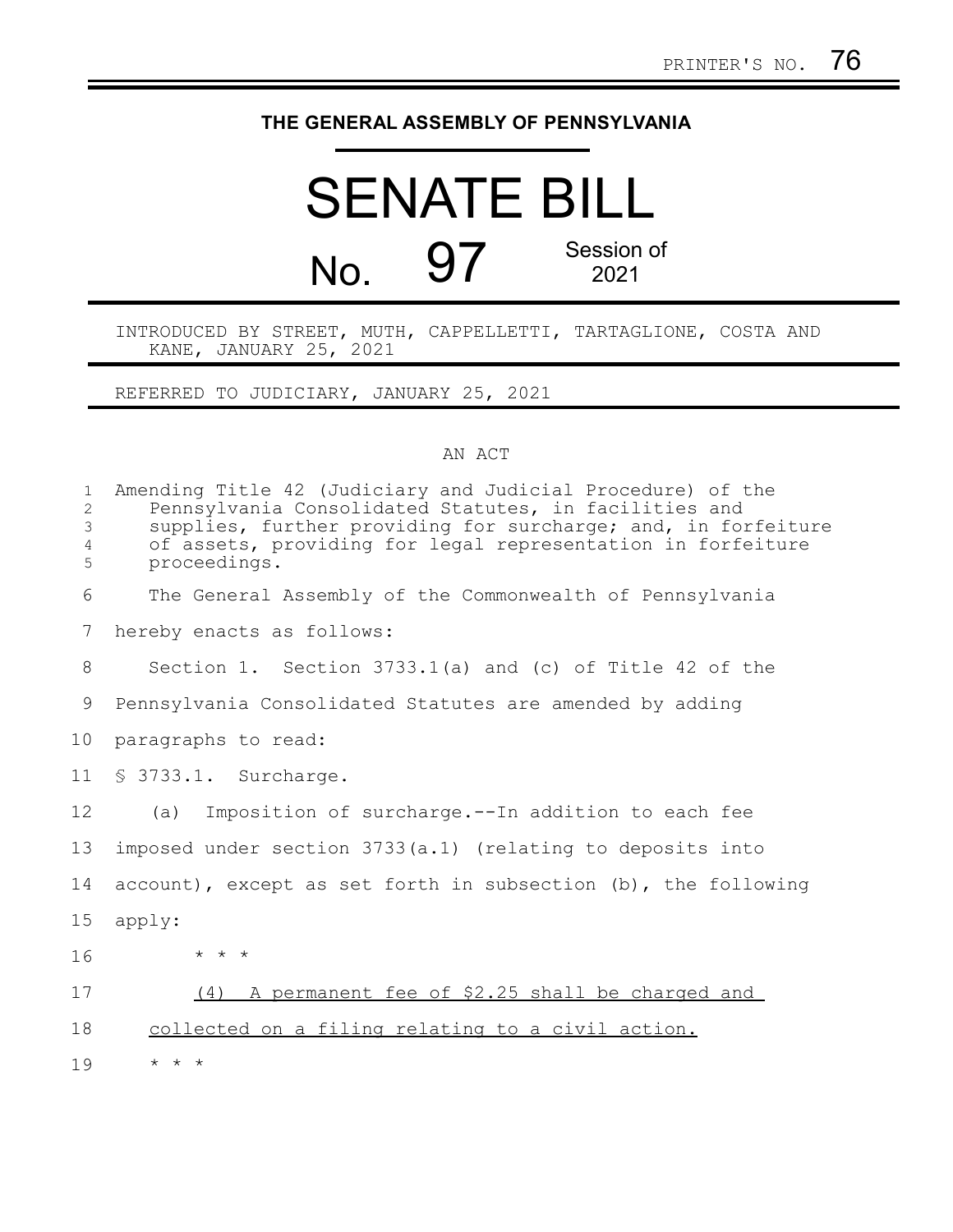PRINTER'S NO. 76

# THE GENERAL ASSEMBLY OF PENNSYLVANIA

# SENATE BILL

## No. 97 Session of 2021

INTRODUCED BY STREET, MUTH, CAPPELLETTI, TARTAGLIONE, COSTA AND KANE, JANUARY 25, 2021

REFERRED TO JUDICIARY, JANUARY 25, 2021

AN ACT

Amending Title 42 (Judiciary and Judicial Procedure) of the Pennsylvania Consolidated Statutes, in facilities and supplies, further providing for surcharge; and, in forfeiture of assets, providing for legal representation in forfeiture proceedings.

The General Assembly of the Commonwealth of Pennsylvania hereby enacts as follows:

Section 1. Section 3733.1(a) and (c) of Title 42 of the Pennsylvania Consolidated Statutes are amended by adding paragraphs to read:

§ 3733.1. Surcharge.

(a) Imposition of surcharge.--In addition to each fee imposed under section 3733(a.1) (relating to deposits into account), except as set forth in subsection (b), the following apply:

\* \* \*

<u>(4) A permanent fee of $2.25 shall be charged and collected on a filing relating to a civil action.</u>

\* \* \*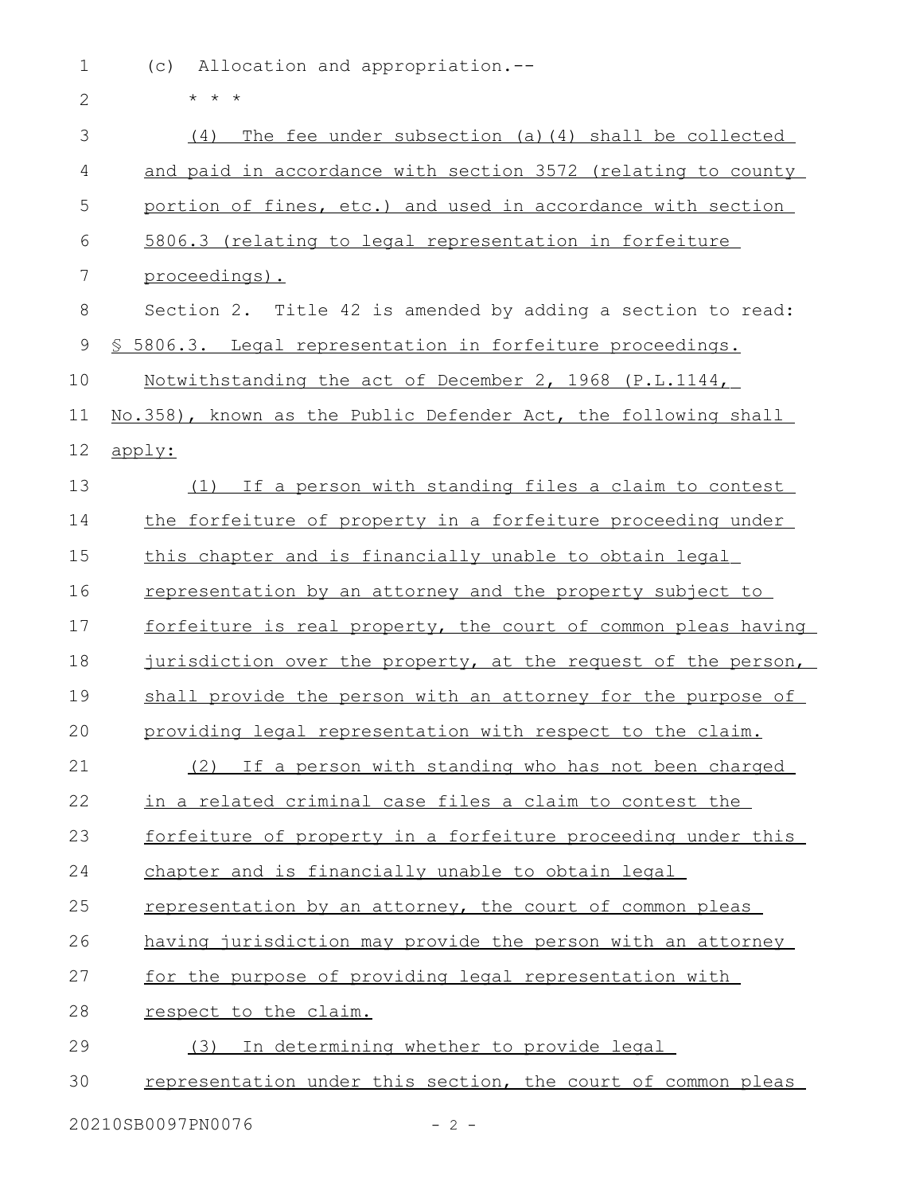(c) Allocation and appropriation.--

* * *

(4) The fee under subsection (a)(4) shall be collected and paid in accordance with section 3572 (relating to county portion of fines, etc.) and used in accordance with section 5806.3 (relating to legal representation in forfeiture proceedings).

Section 2. Title 42 is amended by adding a section to read:

§ 5806.3. Legal representation in forfeiture proceedings.

Notwithstanding the act of December 2, 1968 (P.L.1144, No.358), known as the Public Defender Act, the following shall apply:

(1) If a person with standing files a claim to contest the forfeiture of property in a forfeiture proceeding under this chapter and is financially unable to obtain legal representation by an attorney and the property subject to forfeiture is real property, the court of common pleas having jurisdiction over the property, at the request of the person, shall provide the person with an attorney for the purpose of providing legal representation with respect to the claim.

(2) If a person with standing who has not been charged in a related criminal case files a claim to contest the forfeiture of property in a forfeiture proceeding under this chapter and is financially unable to obtain legal representation by an attorney, the court of common pleas having jurisdiction may provide the person with an attorney for the purpose of providing legal representation with respect to the claim.

(3) In determining whether to provide legal representation under this section, the court of common pleas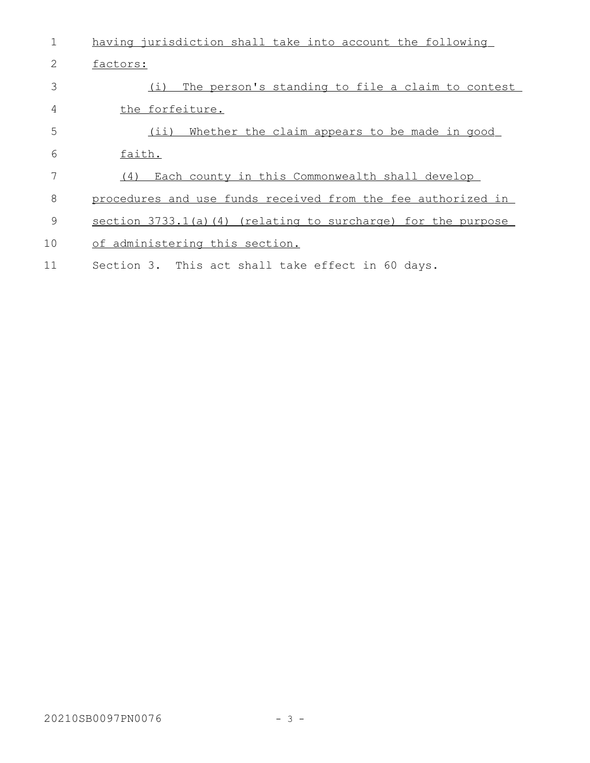having jurisdiction shall take into account the following factors:

(i) The person's standing to file a claim to contest the forfeiture.

(ii) Whether the claim appears to be made in good faith.

(4) Each county in this Commonwealth shall develop procedures and use funds received from the fee authorized in section 3733.1(a)(4) (relating to surcharge) for the purpose of administering this section.

Section 3. This act shall take effect in 60 days.